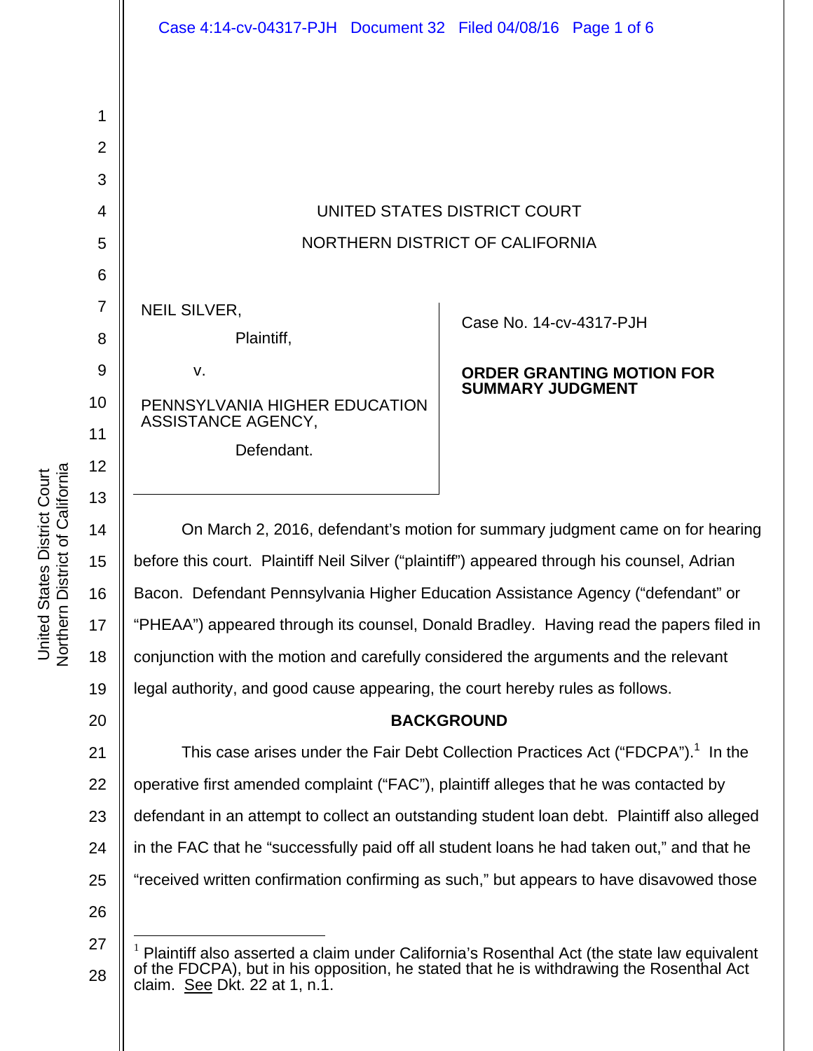UNITED STATES DISTRICT COURT

NORTHERN DISTRICT OF CALIFORNIA

NEIL SILVER,

Plaintiff,

v.

PENNSYLVANIA HIGHER EDUCATION ASSISTANCE AGENCY,

Defendant.

Case No. 14-cv-4317-PJH

**ORDER GRANTING MOTION FOR SUMMARY JUDGMENT**

On March 2, 2016, defendant's motion for summary judgment came on for hearing before this court. Plaintiff Neil Silver ("plaintiff") appeared through his counsel, Adrian Bacon. Defendant Pennsylvania Higher Education Assistance Agency ("defendant" or "PHEAA") appeared through its counsel, Donald Bradley. Having read the papers filed in conjunction with the motion and carefully considered the arguments and the relevant legal authority, and good cause appearing, the court hereby rules as follows.

**BACKGROUND**

This case arises under the Fair Debt Collection Practices Act ("FDCPA").[1] In the operative first amended complaint ("FAC"), plaintiff alleges that he was contacted by defendant in an attempt to collect an outstanding student loan debt. Plaintiff also alleged in the FAC that he "successfully paid off all student loans he had taken out," and that he "received written confirmation confirming as such," but appears to have disavowed those

[1] Plaintiff also asserted a claim under California's Rosenthal Act (the state law equivalent of the FDCPA), but in his opposition, he stated that he is withdrawing the Rosenthal Act claim. See Dkt. 22 at 1, n.1.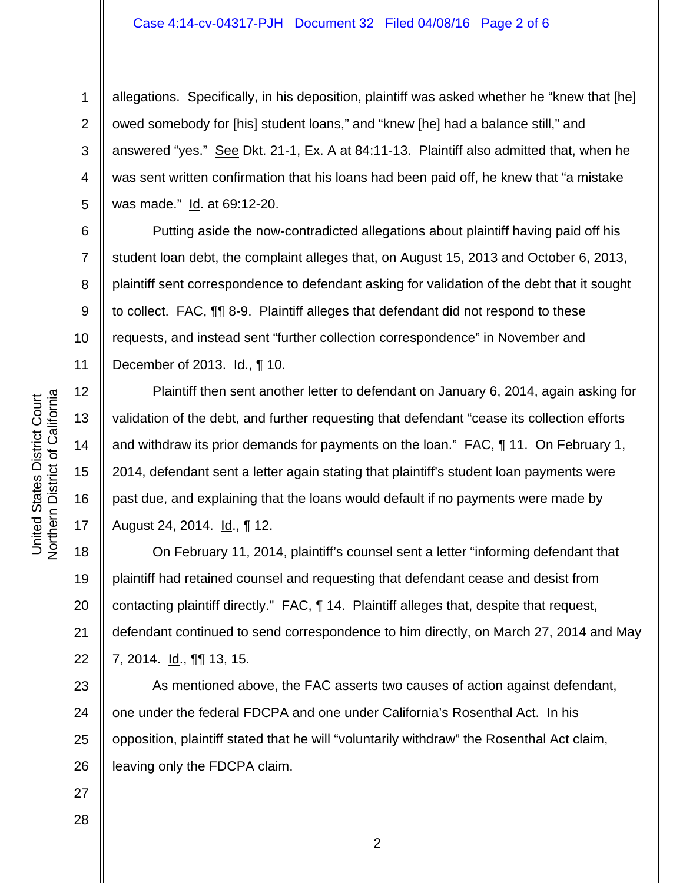allegations. Specifically, in his deposition, plaintiff was asked whether he "knew that [he] owed somebody for [his] student loans," and "knew [he] had a balance still," and answered "yes." See Dkt. 21-1, Ex. A at 84:11-13. Plaintiff also admitted that, when he was sent written confirmation that his loans had been paid off, he knew that "a mistake was made." Id. at 69:12-20.

Putting aside the now-contradicted allegations about plaintiff having paid off his student loan debt, the complaint alleges that, on August 15, 2013 and October 6, 2013, plaintiff sent correspondence to defendant asking for validation of the debt that it sought to collect. FAC, ¶¶ 8-9. Plaintiff alleges that defendant did not respond to these requests, and instead sent "further collection correspondence" in November and December of 2013. Id., ¶ 10.

Plaintiff then sent another letter to defendant on January 6, 2014, again asking for validation of the debt, and further requesting that defendant "cease its collection efforts and withdraw its prior demands for payments on the loan." FAC, ¶ 11. On February 1, 2014, defendant sent a letter again stating that plaintiff's student loan payments were past due, and explaining that the loans would default if no payments were made by August 24, 2014. Id., ¶ 12.

On February 11, 2014, plaintiff's counsel sent a letter "informing defendant that plaintiff had retained counsel and requesting that defendant cease and desist from contacting plaintiff directly." FAC, ¶ 14. Plaintiff alleges that, despite that request, defendant continued to send correspondence to him directly, on March 27, 2014 and May 7, 2014. Id., ¶¶ 13, 15.

As mentioned above, the FAC asserts two causes of action against defendant, one under the federal FDCPA and one under California's Rosenthal Act. In his opposition, plaintiff stated that he will "voluntarily withdraw" the Rosenthal Act claim, leaving only the FDCPA claim.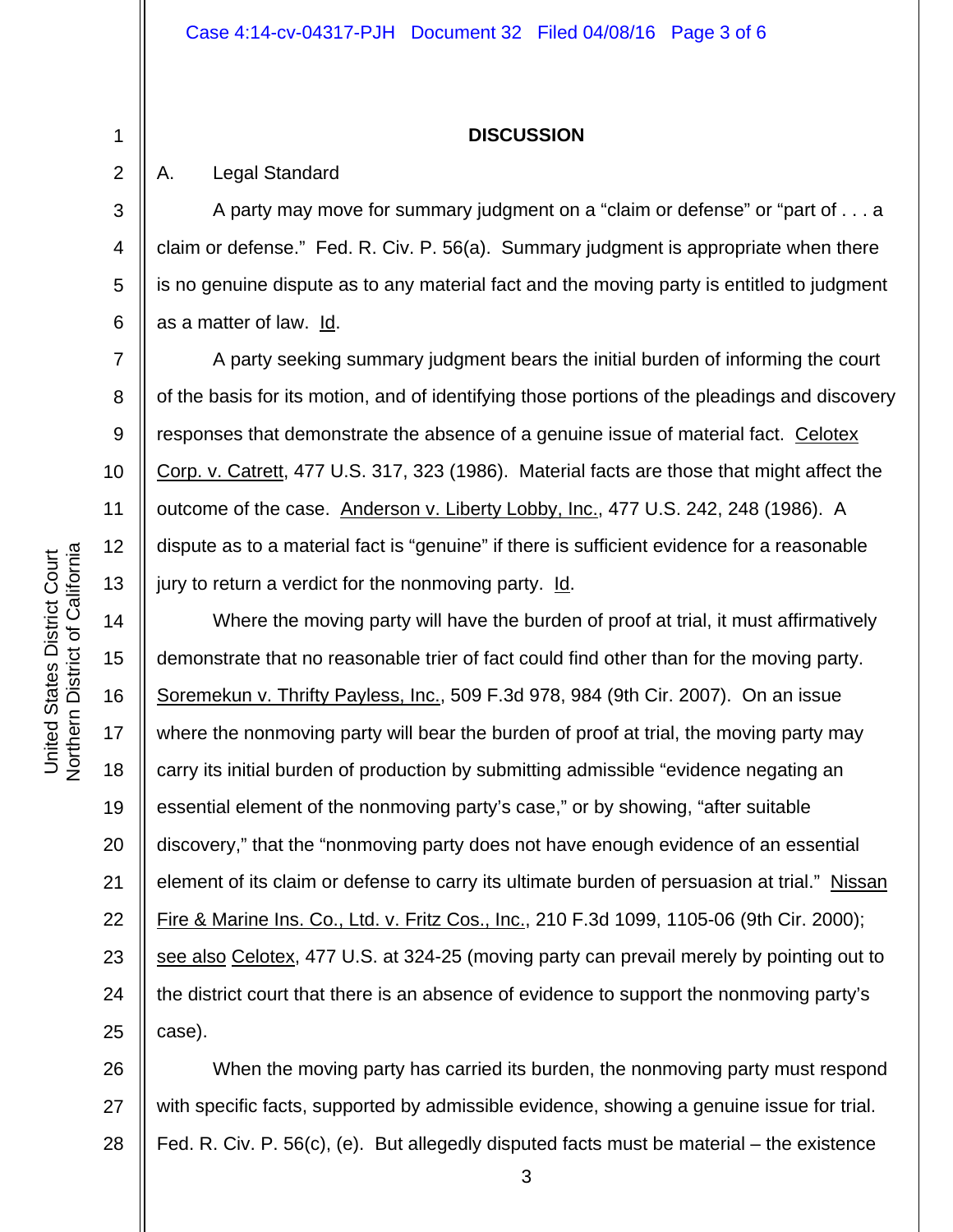**DISCUSSION**

A. Legal Standard

A party may move for summary judgment on a "claim or defense" or "part of . . . a claim or defense." Fed. R. Civ. P. 56(a). Summary judgment is appropriate when there is no genuine dispute as to any material fact and the moving party is entitled to judgment as a matter of law. Id.

A party seeking summary judgment bears the initial burden of informing the court of the basis for its motion, and of identifying those portions of the pleadings and discovery responses that demonstrate the absence of a genuine issue of material fact. Celotex Corp. v. Catrett, 477 U.S. 317, 323 (1986). Material facts are those that might affect the outcome of the case. Anderson v. Liberty Lobby, Inc., 477 U.S. 242, 248 (1986). A dispute as to a material fact is "genuine" if there is sufficient evidence for a reasonable jury to return a verdict for the nonmoving party. Id.

Where the moving party will have the burden of proof at trial, it must affirmatively demonstrate that no reasonable trier of fact could find other than for the moving party. Soremekun v. Thrifty Payless, Inc., 509 F.3d 978, 984 (9th Cir. 2007). On an issue where the nonmoving party will bear the burden of proof at trial, the moving party may carry its initial burden of production by submitting admissible "evidence negating an essential element of the nonmoving party's case," or by showing, "after suitable discovery," that the "nonmoving party does not have enough evidence of an essential element of its claim or defense to carry its ultimate burden of persuasion at trial." Nissan Fire & Marine Ins. Co., Ltd. v. Fritz Cos., Inc., 210 F.3d 1099, 1105-06 (9th Cir. 2000); see also Celotex, 477 U.S. at 324-25 (moving party can prevail merely by pointing out to the district court that there is an absence of evidence to support the nonmoving party's case).

When the moving party has carried its burden, the nonmoving party must respond with specific facts, supported by admissible evidence, showing a genuine issue for trial. Fed. R. Civ. P. 56(c), (e). But allegedly disputed facts must be material – the existence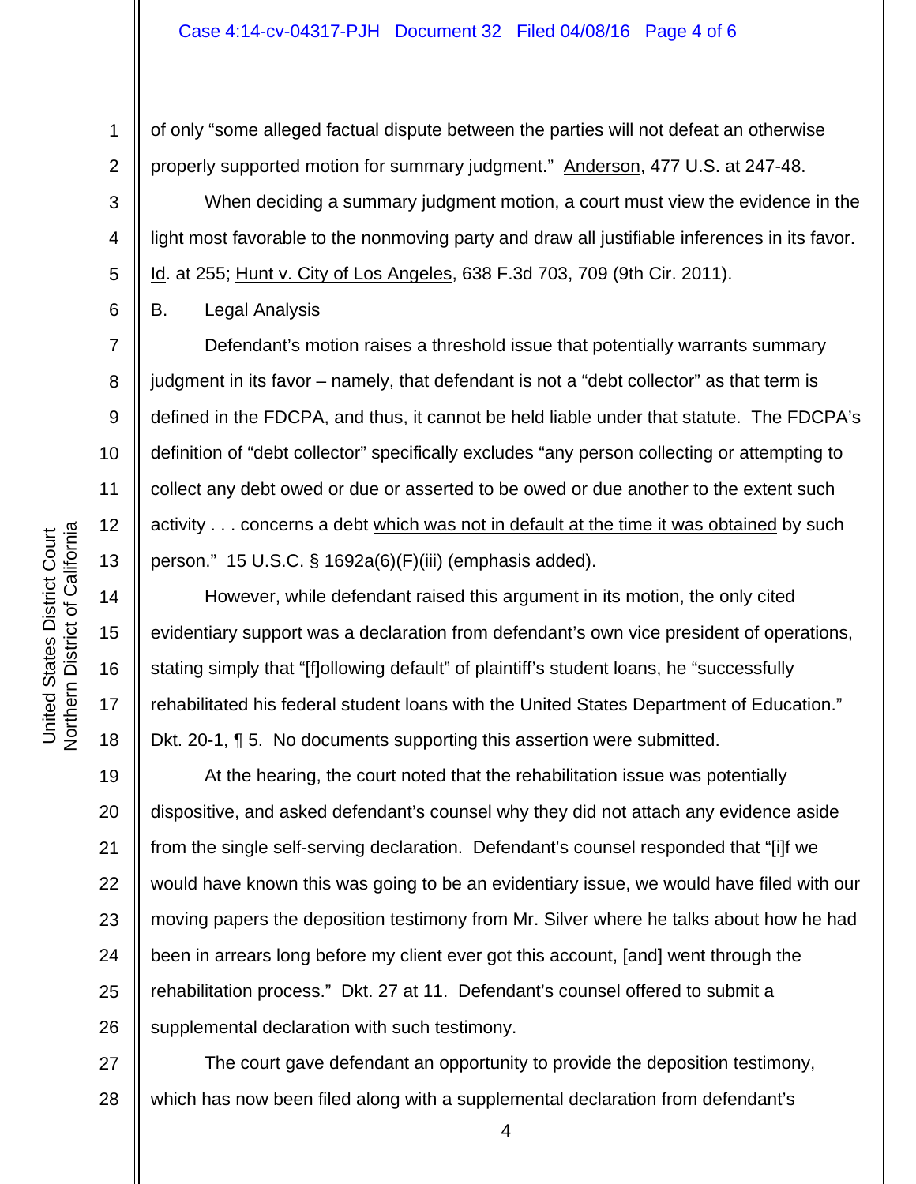of only "some alleged factual dispute between the parties will not defeat an otherwise properly supported motion for summary judgment." Anderson, 477 U.S. at 247-48.

When deciding a summary judgment motion, a court must view the evidence in the light most favorable to the nonmoving party and draw all justifiable inferences in its favor. Id. at 255; Hunt v. City of Los Angeles, 638 F.3d 703, 709 (9th Cir. 2011).

B. Legal Analysis

Defendant's motion raises a threshold issue that potentially warrants summary judgment in its favor – namely, that defendant is not a "debt collector" as that term is defined in the FDCPA, and thus, it cannot be held liable under that statute. The FDCPA's definition of "debt collector" specifically excludes "any person collecting or attempting to collect any debt owed or due or asserted to be owed or due another to the extent such activity . . . concerns a debt which was not in default at the time it was obtained by such person." 15 U.S.C. § 1692a(6)(F)(iii) (emphasis added).

However, while defendant raised this argument in its motion, the only cited evidentiary support was a declaration from defendant's own vice president of operations, stating simply that "[f]ollowing default" of plaintiff's student loans, he "successfully rehabilitated his federal student loans with the United States Department of Education." Dkt. 20-1, ¶ 5. No documents supporting this assertion were submitted.

At the hearing, the court noted that the rehabilitation issue was potentially dispositive, and asked defendant's counsel why they did not attach any evidence aside from the single self-serving declaration. Defendant's counsel responded that "[i]f we would have known this was going to be an evidentiary issue, we would have filed with our moving papers the deposition testimony from Mr. Silver where he talks about how he had been in arrears long before my client ever got this account, [and] went through the rehabilitation process." Dkt. 27 at 11. Defendant's counsel offered to submit a supplemental declaration with such testimony.

The court gave defendant an opportunity to provide the deposition testimony, which has now been filed along with a supplemental declaration from defendant's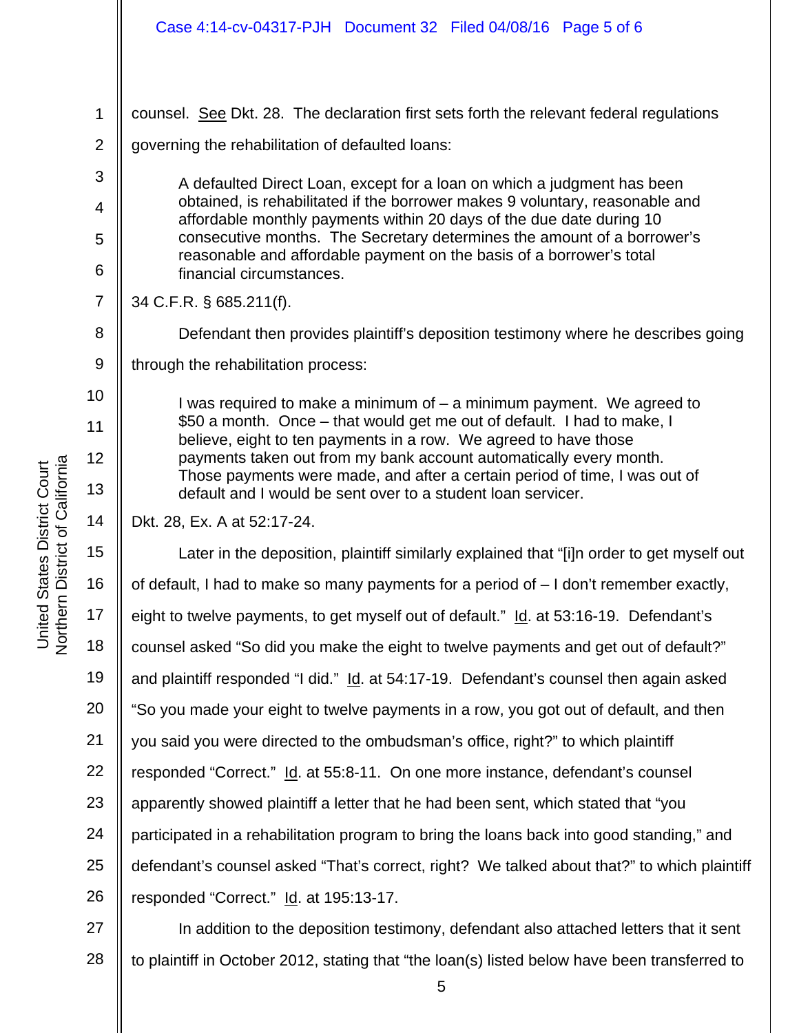counsel. See Dkt. 28. The declaration first sets forth the relevant federal regulations governing the rehabilitation of defaulted loans:

> A defaulted Direct Loan, except for a loan on which a judgment has been obtained, is rehabilitated if the borrower makes 9 voluntary, reasonable and affordable monthly payments within 20 days of the due date during 10 consecutive months. The Secretary determines the amount of a borrower's reasonable and affordable payment on the basis of a borrower's total financial circumstances.

34 C.F.R. § 685.211(f).

Defendant then provides plaintiff's deposition testimony where he describes going through the rehabilitation process:

> I was required to make a minimum of – a minimum payment. We agreed to $50 a month. Once – that would get me out of default. I had to make, I believe, eight to ten payments in a row. We agreed to have those payments taken out from my bank account automatically every month. Those payments were made, and after a certain period of time, I was out of default and I would be sent over to a student loan servicer.

Dkt. 28, Ex. A at 52:17-24.

Later in the deposition, plaintiff similarly explained that "[i]n order to get myself out of default, I had to make so many payments for a period of – I don't remember exactly, eight to twelve payments, to get myself out of default." Id. at 53:16-19. Defendant's counsel asked "So did you make the eight to twelve payments and get out of default?" and plaintiff responded "I did." Id. at 54:17-19. Defendant's counsel then again asked "So you made your eight to twelve payments in a row, you got out of default, and then you said you were directed to the ombudsman's office, right?" to which plaintiff responded "Correct." Id. at 55:8-11. On one more instance, defendant's counsel apparently showed plaintiff a letter that he had been sent, which stated that "you participated in a rehabilitation program to bring the loans back into good standing," and defendant's counsel asked "That's correct, right? We talked about that?" to which plaintiff responded "Correct." Id. at 195:13-17.

In addition to the deposition testimony, defendant also attached letters that it sent to plaintiff in October 2012, stating that "the loan(s) listed below have been transferred to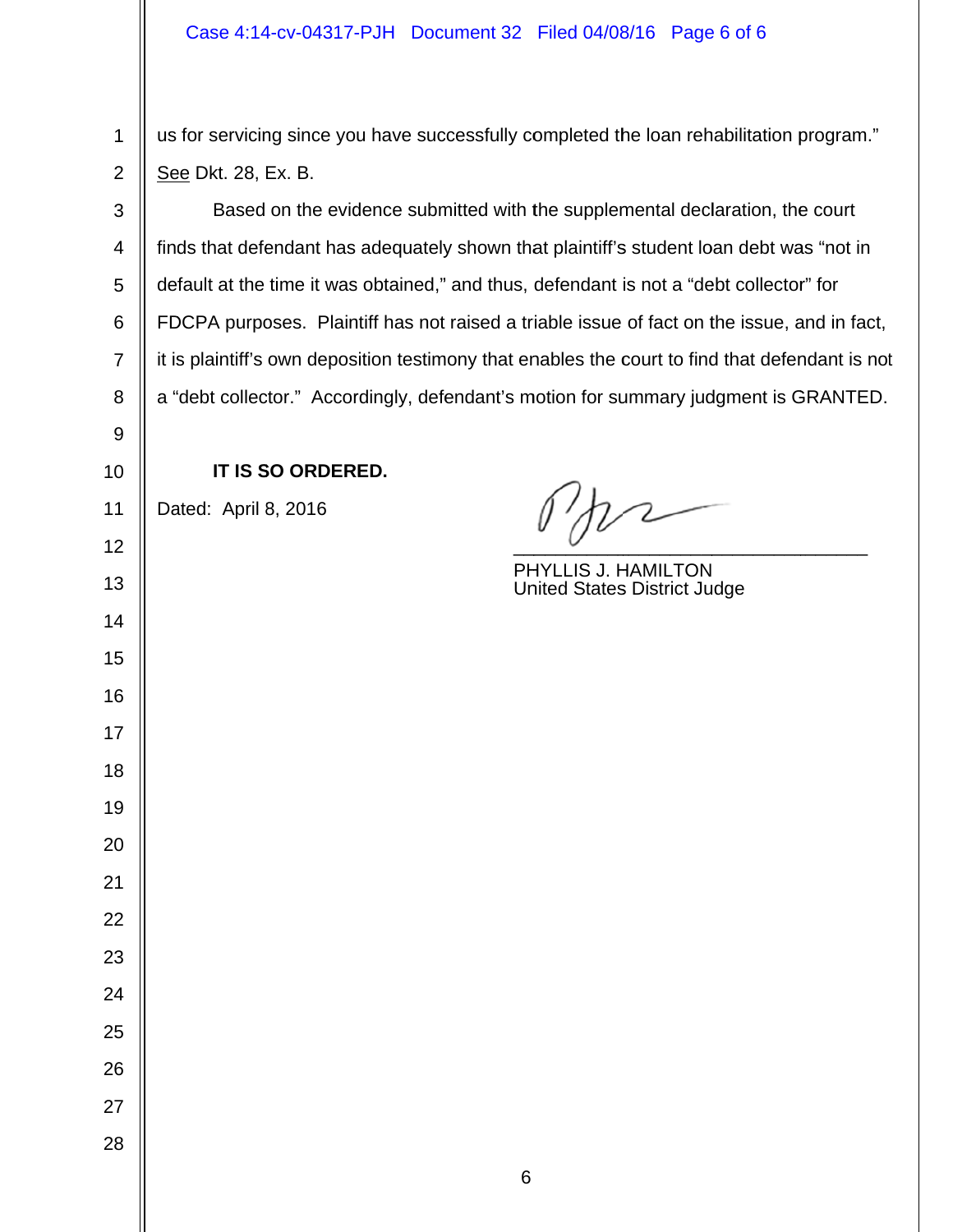us for servicing since you have successfully completed the loan rehabilitation program." See Dkt. 28, Ex. B.

Based on the evidence submitted with the supplemental declaration, the court finds that defendant has adequately shown that plaintiff's student loan debt was "not in default at the time it was obtained," and thus, defendant is not a "debt collector" for FDCPA purposes. Plaintiff has not raised a triable issue of fact on the issue, and in fact, it is plaintiff's own deposition testimony that enables the court to find that defendant is not a "debt collector." Accordingly, defendant's motion for summary judgment is GRANTED.

**IT IS SO ORDERED.**

Dated: April 8, 2016

PHYLLIS J. HAMILTON
United States District Judge